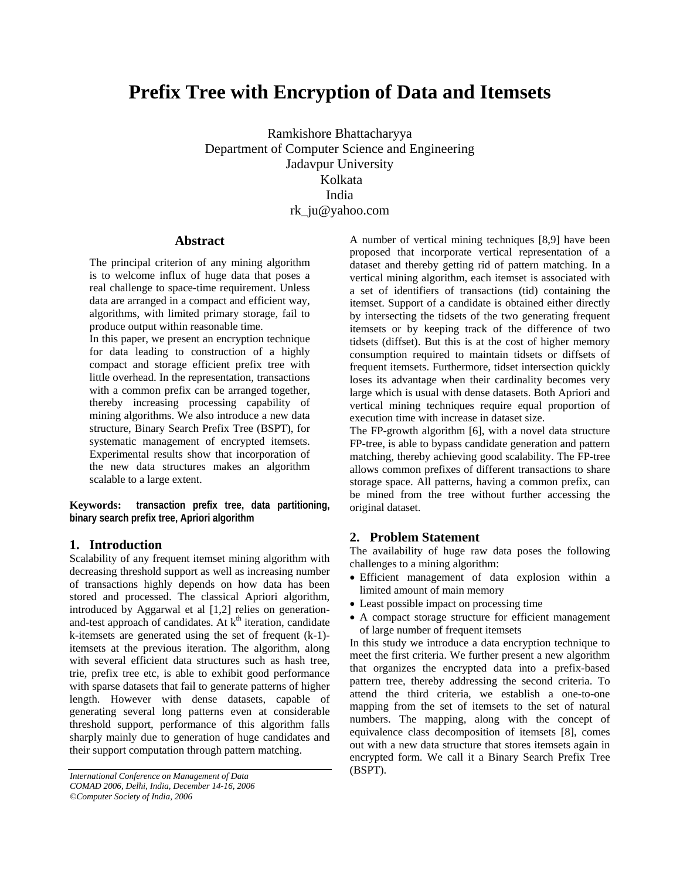# Prefix Tree with Encryption of Data and Itemsets

Ramkishore Bhattacharyya
Department of Computer Science and Engineering
Jadavpur University
Kolkata
India
rk_ju@yahoo.com

## Abstract

The principal criterion of any mining algorithm is to welcome influx of huge data that poses a real challenge to space-time requirement. Unless data are arranged in a compact and efficient way, algorithms, with limited primary storage, fail to produce output within reasonable time.

In this paper, we present an encryption technique for data leading to construction of a highly compact and storage efficient prefix tree with little overhead. In the representation, transactions with a common prefix can be arranged together, thereby increasing processing capability of mining algorithms. We also introduce a new data structure, Binary Search Prefix Tree (BSPT), for systematic management of encrypted itemsets. Experimental results show that incorporation of the new data structures makes an algorithm scalable to a large extent.

**Keywords: transaction prefix tree, data partitioning, binary search prefix tree, Apriori algorithm**

## 1. Introduction

Scalability of any frequent itemset mining algorithm with decreasing threshold support as well as increasing number of transactions highly depends on how data has been stored and processed. The classical Apriori algorithm, introduced by Aggarwal et al [1,2] relies on generation-and-test approach of candidates. At $k^{th}$ iteration, candidate k-itemsets are generated using the set of frequent (k-1)-itemsets at the previous iteration. The algorithm, along with several efficient data structures such as hash tree, trie, prefix tree etc, is able to exhibit good performance with sparse datasets that fail to generate patterns of higher length. However with dense datasets, capable of generating several long patterns even at considerable threshold support, performance of this algorithm falls sharply mainly due to generation of huge candidates and their support computation through pattern matching.

A number of vertical mining techniques [8,9] have been proposed that incorporate vertical representation of a dataset and thereby getting rid of pattern matching. In a vertical mining algorithm, each itemset is associated with a set of identifiers of transactions (tid) containing the itemset. Support of a candidate is obtained either directly by intersecting the tidsets of the two generating frequent itemsets or by keeping track of the difference of two tidsets (diffset). But this is at the cost of higher memory consumption required to maintain tidsets or diffsets of frequent itemsets. Furthermore, tidset intersection quickly loses its advantage when their cardinality becomes very large which is usual with dense datasets. Both Apriori and vertical mining techniques require equal proportion of execution time with increase in dataset size.

The FP-growth algorithm [6], with a novel data structure FP-tree, is able to bypass candidate generation and pattern matching, thereby achieving good scalability. The FP-tree allows common prefixes of different transactions to share storage space. All patterns, having a common prefix, can be mined from the tree without further accessing the original dataset.

## 2. Problem Statement

The availability of huge raw data poses the following challenges to a mining algorithm:

- Efficient management of data explosion within a limited amount of main memory
- Least possible impact on processing time
- A compact storage structure for efficient management of large number of frequent itemsets

In this study we introduce a data encryption technique to meet the first criteria. We further present a new algorithm that organizes the encrypted data into a prefix-based pattern tree, thereby addressing the second criteria. To attend the third criteria, we establish a one-to-one mapping from the set of itemsets to the set of natural numbers. The mapping, along with the concept of equivalence class decomposition of itemsets [8], comes out with a new data structure that stores itemsets again in encrypted form. We call it a Binary Search Prefix Tree (BSPT).

*International Conference on Management of Data*
*COMAD 2006, Delhi, India, December 14-16, 2006*
*©Computer Society of India, 2006*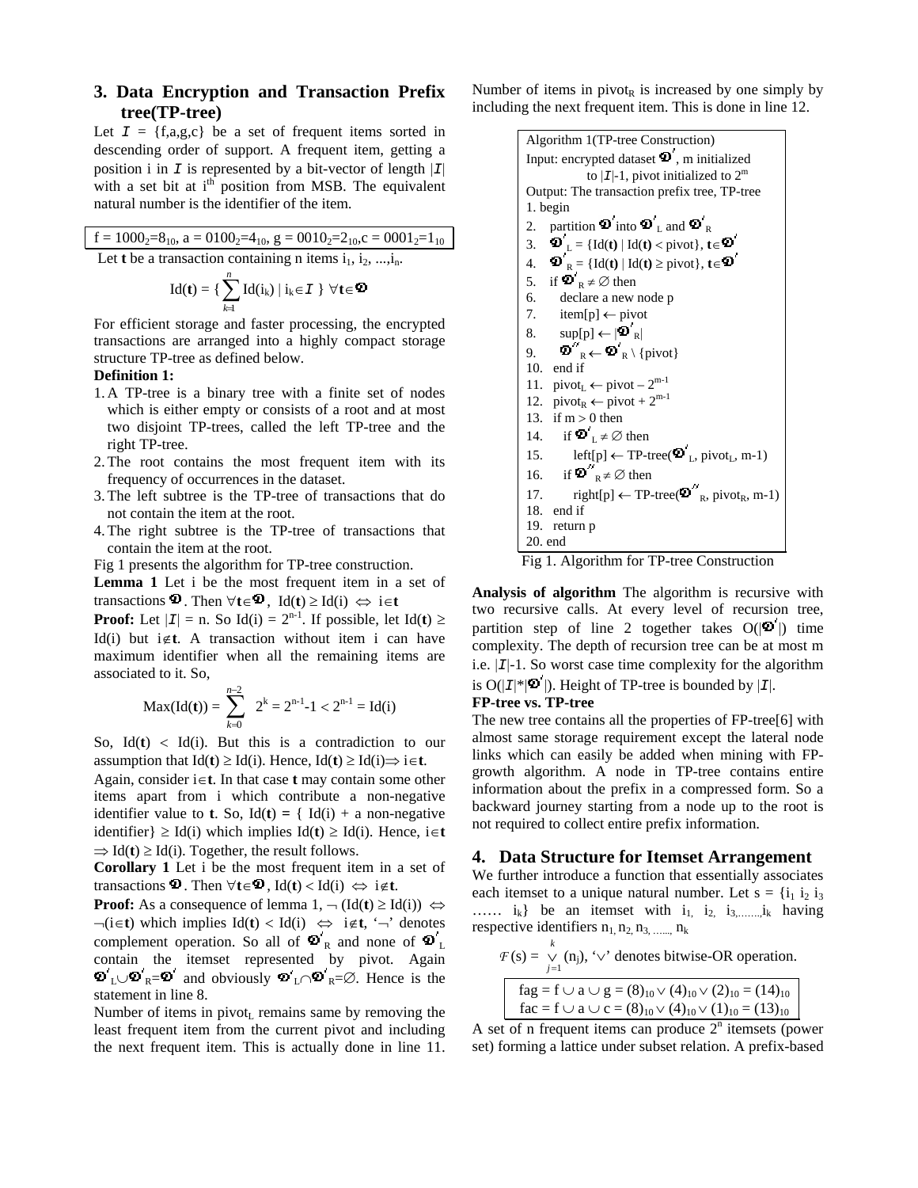## 3. Data Encryption and Transaction Prefix tree(TP-tree)

Let $\mathcal{I}$ = {f,a,g,c} be a set of frequent items sorted in descending order of support. A frequent item, getting a position i in $\mathcal{I}$ is represented by a bit-vector of length $|\mathcal{I}|$ with a set bit at $i^{th}$ position from MSB. The equivalent natural number is the identifier of the item.

| $f = 1000_2=8_{10}$, $a = 0100_2=4_{10}$, $g = 0010_2=2_{10}$, $c = 0001_2=1_{10}$ |
|---|

Let **t** be a transaction containing n items $i_1, i_2, ..., i_n$.

$$\text{Id}(\mathbf{t}) = \{ \sum_{k=1}^{n} \text{Id}(i_k) \mid i_k \in \mathcal{I} \} \ \forall \mathbf{t} \in \mathfrak{D}$$

For efficient storage and faster processing, the encrypted transactions are arranged into a highly compact storage structure TP-tree as defined below.

**Definition 1:**

1. A TP-tree is a binary tree with a finite set of nodes which is either empty or consists of a root and at most two disjoint TP-trees, called the left TP-tree and the right TP-tree.
2. The root contains the most frequent item with its frequency of occurrences in the dataset.
3. The left subtree is the TP-tree of transactions that do not contain the item at the root.
4. The right subtree is the TP-tree of transactions that contain the item at the root.

Fig 1 presents the algorithm for TP-tree construction.

**Lemma 1** Let i be the most frequent item in a set of transactions $\mathfrak{D}$. Then $\forall \mathbf{t} \in \mathfrak{D}$, $\text{Id}(\mathbf{t}) \geq \text{Id}(i) \Leftrightarrow i \in \mathbf{t}$

**Proof:** Let $|\mathcal{I}|$ = n. So $\text{Id}(i) = 2^{n-1}$. If possible, let $\text{Id}(\mathbf{t}) \geq \text{Id}(i)$ but $i \notin \mathbf{t}$. A transaction without item i can have maximum identifier when all the remaining items are associated to it. So,

$$\text{Max}(\text{Id}(\mathbf{t})) = \sum_{k=0}^{n-2} 2^k = 2^{n-1}-1 < 2^{n-1} = \text{Id}(i)$$

So, $\text{Id}(\mathbf{t}) < \text{Id}(i)$. But this is a contradiction to our assumption that $\text{Id}(\mathbf{t}) \geq \text{Id}(i)$. Hence, $\text{Id}(\mathbf{t}) \geq \text{Id}(i) \Rightarrow i \in \mathbf{t}$.

Again, consider $i \in \mathbf{t}$. In that case **t** may contain some other items apart from i which contribute a non-negative identifier value to **t**. So, Id(**t**) = { Id(i) + a non-negative identifier} $\geq$ Id(i) which implies $\text{Id}(\mathbf{t}) \geq \text{Id}(i)$. Hence, $i \in \mathbf{t} \Rightarrow \text{Id}(\mathbf{t}) \geq \text{Id}(i)$. Together, the result follows.

**Corollary 1** Let i be the most frequent item in a set of transactions $\mathfrak{D}$. Then $\forall \mathbf{t} \in \mathfrak{D}$, $\text{Id}(\mathbf{t}) < \text{Id}(i) \Leftrightarrow i \notin \mathbf{t}$.

**Proof:** As a consequence of lemma 1, $\neg(\text{Id}(\mathbf{t}) \geq \text{Id}(i)) \Leftrightarrow \neg(i \in \mathbf{t})$ which implies $\text{Id}(\mathbf{t}) < \text{Id}(i) \Leftrightarrow i \notin \mathbf{t}$, '$\neg$' denotes complement operation. So all of $\mathfrak{D}'_R$ and none of $\mathfrak{D}'_L$ contain the itemset represented by pivot. Again $\mathfrak{D}'_L \cup \mathfrak{D}'_R = \mathfrak{D}'$ and obviously $\mathfrak{D}'_L \cap \mathfrak{D}'_R = \emptyset$. Hence is the statement in line 8.

Number of items in $\text{pivot}_L$ remains same by removing the least frequent item from the current pivot and including the next frequent item. This is actually done in line 11. Number of items in $\text{pivot}_R$ is increased by one simply by including the next frequent item. This is done in line 12.

```
Algorithm 1(TP-tree Construction)
Input: encrypted dataset 𝔇′, m initialized
       to |I|-1, pivot initialized to 2^m
Output: The transaction prefix tree, TP-tree
1. begin
2.   partition 𝔇′ into 𝔇′_L and 𝔇′_R
3.   𝔇′_L = {Id(t) | Id(t) < pivot}, t∈𝔇′
4.   𝔇′_R = {Id(t) | Id(t) ≥ pivot}, t∈𝔇′
5.   if 𝔇′_R ≠ ∅ then
6.     declare a new node p
7.     item[p] ← pivot
8.     sup[p] ← |𝔇′_R|
9.     𝔇″_R ← 𝔇′_R \ {pivot}
10.  end if
11.  pivot_L ← pivot – 2^(m-1)
12.  pivot_R ← pivot + 2^(m-1)
13.  if m > 0 then
14.    if 𝔇′_L ≠ ∅ then
15.      left[p] ← TP-tree(𝔇′_L, pivot_L, m-1)
16.    if 𝔇″_R ≠ ∅ then
17.      right[p] ← TP-tree(𝔇″_R, pivot_R, m-1)
18.  end if
19.  return p
20. end
```

Fig 1. Algorithm for TP-tree Construction

**Analysis of algorithm** The algorithm is recursive with two recursive calls. At every level of recursion tree, partition step of line 2 together takes $O(|\mathfrak{D}'|)$ time complexity. The depth of recursion tree can be at most m i.e. $|\mathcal{I}|$-1. So worst case time complexity for the algorithm is $O(|\mathcal{I}|*|\mathfrak{D}'|)$. Height of TP-tree is bounded by $|\mathcal{I}|$.

**FP-tree vs. TP-tree**

The new tree contains all the properties of FP-tree[6] with almost same storage requirement except the lateral node links which can easily be added when mining with FP-growth algorithm. A node in TP-tree contains entire information about the prefix in a compressed form. So a backward journey starting from a node up to the root is not required to collect entire prefix information.

## 4. Data Structure for Itemset Arrangement

We further introduce a function that essentially associates each itemset to a unique natural number. Let $s = \{i_1\ i_2\ i_3 \ldots\ldots i_k\}$ be an itemset with $i_1, i_2, i_3, \ldots, i_k$ having respective identifiers $n_1, n_2, n_3, \ldots, n_k$

$$\mathcal{F}(s) = \bigvee_{j=1}^{k} (n_j)\text{, '}\vee\text{' denotes bitwise-OR operation.}$$

| $fag = f \cup a \cup g = (8)_{10} \vee (4)_{10} \vee (2)_{10} = (14)_{10}$ |
|---|
| $fac = f \cup a \cup c = (8)_{10} \vee (4)_{10} \vee (1)_{10} = (13)_{10}$ |

A set of n frequent items can produce $2^n$ itemsets (power set) forming a lattice under subset relation. A prefix-based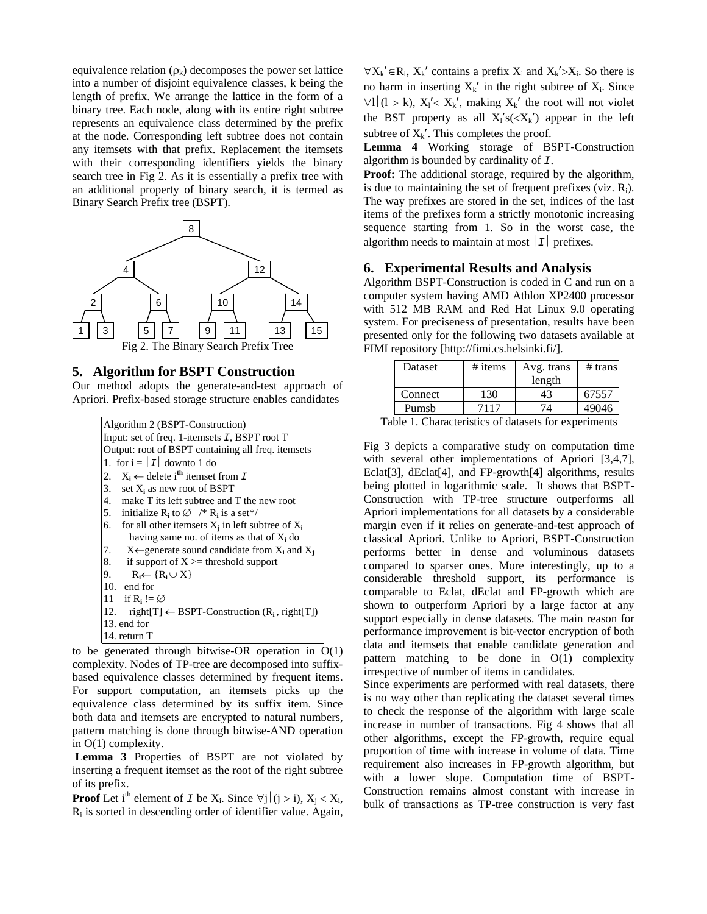equivalence relation ($\rho_k$) decomposes the power set lattice into a number of disjoint equivalence classes, k being the length of prefix. We arrange the lattice in the form of a binary tree. Each node, along with its entire right subtree represents an equivalence class determined by the prefix at the node. Corresponding left subtree does not contain any itemsets with that prefix. Replacement the itemsets with their corresponding identifiers yields the binary search tree in Fig 2. As it is essentially a prefix tree with an additional property of binary search, it is termed as Binary Search Prefix tree (BSPT).

Fig 2. The Binary Search Prefix Tree

## 5. Algorithm for BSPT Construction

Our method adopts the generate-and-test approach of Apriori. Prefix-based storage structure enables candidates

```
Algorithm 2 (BSPT-Construction)
Input: set of freq. 1-itemsets I, BSPT root T
Output: root of BSPT containing all freq. itemsets
1.  for i = |I| downto 1 do
2.     Xi ← delete ith itemset from I
3.     set Xi as new root of BSPT
4.     make T its left subtree and T the new root
5.     initialize Ri to ∅   /* Ri is a set*/
6.     for all other itemsets Xj in left subtree of Xi
          having same no. of items as that of Xi do
7.        X← generate sound candidate from Xi and Xj
8.        if support of X >= threshold support
9.           Ri← {Ri ∪ X}
10.    end for
11     if Ri != ∅
12.       right[T] ← BSPT-Construction (Ri , right[T])
13. end for
14. return T
```

to be generated through bitwise-OR operation in O(1) complexity. Nodes of TP-tree are decomposed into suffix-based equivalence classes determined by frequent items. For support computation, an itemsets picks up the equivalence class determined by its suffix item. Since both data and itemsets are encrypted to natural numbers, pattern matching is done through bitwise-AND operation in O(1) complexity.

**Lemma 3** Properties of BSPT are not violated by inserting a frequent itemset as the root of the right subtree of its prefix.

**Proof** Let i[th] element of $I$ be $X_i$. Since $\forall j | (j > i)$, $X_j < X_i$, $R_i$ is sorted in descending order of identifier value. Again, $\forall X_k' \in R_i$, $X_k'$ contains a prefix $X_i$ and $X_k' > X_i$. So there is no harm in inserting $X_k'$ in the right subtree of $X_i$. Since $\forall l | (l > k)$, $X_l' < X_k'$, making $X_k'$ the root will not violet the BST property as all $X_l'$s($<X_k'$) appear in the left subtree of $X_k'$. This completes the proof.

**Lemma 4** Working storage of BSPT-Construction algorithm is bounded by cardinality of $I$.

**Proof:** The additional storage, required by the algorithm, is due to maintaining the set of frequent prefixes (viz. $R_i$). The way prefixes are stored in the set, indices of the last items of the prefixes form a strictly monotonic increasing sequence starting from 1. So in the worst case, the algorithm needs to maintain at most $|I|$ prefixes.

## 6. Experimental Results and Analysis

Algorithm BSPT-Construction is coded in C and run on a computer system having AMD Athlon XP2400 processor with 512 MB RAM and Red Hat Linux 9.0 operating system. For preciseness of presentation, results have been presented only for the following two datasets available at FIMI repository [http://fimi.cs.helsinki.fi/].

| Dataset | # items | Avg. trans length | # trans |
|---|---|---|---|
| Connect | 130 | 43 | 67557 |
| Pumsb | 7117 | 74 | 49046 |

Table 1. Characteristics of datasets for experiments

Fig 3 depicts a comparative study on computation time with several other implementations of Apriori [3,4,7], Eclat[3], dEclat[4], and FP-growth[4] algorithms, results being plotted in logarithmic scale. It shows that BSPT-Construction with TP-tree structure outperforms all Apriori implementations for all datasets by a considerable margin even if it relies on generate-and-test approach of classical Apriori. Unlike to Apriori, BSPT-Construction performs better in dense and voluminous datasets compared to sparser ones. More interestingly, up to a considerable threshold support, its performance is comparable to Eclat, dEclat and FP-growth which are shown to outperform Apriori by a large factor at any support especially in dense datasets. The main reason for performance improvement is bit-vector encryption of both data and itemsets that enable candidate generation and pattern matching to be done in O(1) complexity irrespective of number of items in candidates.

Since experiments are performed with real datasets, there is no way other than replicating the dataset several times to check the response of the algorithm with large scale increase in number of transactions. Fig 4 shows that all other algorithms, except the FP-growth, require equal proportion of time with increase in volume of data. Time requirement also increases in FP-growth algorithm, but with a lower slope. Computation time of BSPT-Construction remains almost constant with increase in bulk of transactions as TP-tree construction is very fast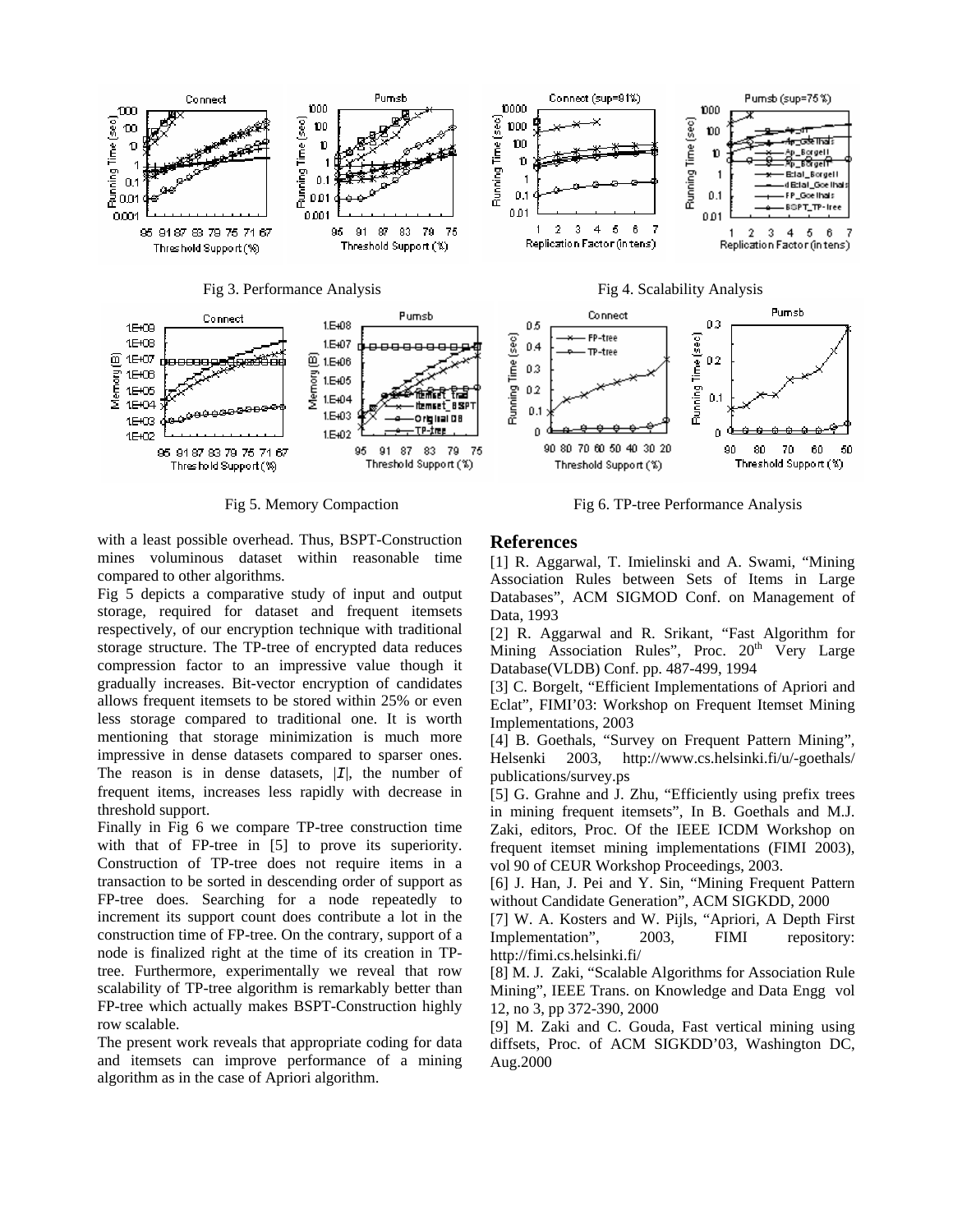Connect

Running Time (sec)

1000 100 10 1 0.1 0.01 0.001

95 91 87 83 79 75 71 67

Threshold Support (%)

Pumsb

Running Time (sec)

1000 100 10 1 0.1 0.01 0.001

95 91 87 83 79 75

Threshold Support (%)

Fig 3. Performance Analysis

Connect (sup=91%)

Running Time (sec)

10000 1000 100 10 1 0.1 0.01

1 2 3 4 5 6 7

Replication Factor (in tens)

Pumsb (sup=75%)

Running Time (sec)

1000 100 10 1 0.1 0.01

1 2 3 4 5 6 7

Replication Factor (in tens)

Ap_Goethals
Ap_Borgelt
Eclat_Borgelt
dEclat_Goethals
FP_Goethals
BSPT_TP-tree

Fig 4. Scalability Analysis

Connect

Memory (B)

1E+09 1E+08 1E+07 1E+06 1E+05 1E+04 1E+03 1E+02

95 91 87 83 79 75 71 67

Threshold Support (%)

Pumsb

Memory (B)

1E+08 1E+07 1E+06 1E+05 1E+04 1E+03 1E+02

95 91 87 83 79 75

Threshold Support (%)

Itemset_trad
Itemset_BSPT
Original DB
TP-tree

Fig 5. Memory Compaction

Connect

Running Time (sec)

0.5 0.4 0.3 0.2 0.1 0

90 80 70 60 50 40 30 20

Threshold Support (%)

FP-tree
TP-tree

Pumsb

Running Time (sec)

0.3 0.2 0.1 0

90 80 70 60 50

Threshold Support (%)

Fig 6. TP-tree Performance Analysis

with a least possible overhead. Thus, BSPT-Construction mines voluminous dataset within reasonable time compared to other algorithms.

Fig 5 depicts a comparative study of input and output storage, required for dataset and frequent itemsets respectively, of our encryption technique with traditional storage structure. The TP-tree of encrypted data reduces compression factor to an impressive value though it gradually increases. Bit-vector encryption of candidates allows frequent itemsets to be stored within 25% or even less storage compared to traditional one. It is worth mentioning that storage minimization is much more impressive in dense datasets compared to sparser ones. The reason is in dense datasets, $|I|$, the number of frequent items, increases less rapidly with decrease in threshold support.

Finally in Fig 6 we compare TP-tree construction time with that of FP-tree in [5] to prove its superiority. Construction of TP-tree does not require items in a transaction to be sorted in descending order of support as FP-tree does. Searching for a node repeatedly to increment its support count does contribute a lot in the construction time of FP-tree. On the contrary, support of a node is finalized right at the time of its creation in TP-tree. Furthermore, experimentally we reveal that row scalability of TP-tree algorithm is remarkably better than FP-tree which actually makes BSPT-Construction highly row scalable.

The present work reveals that appropriate coding for data and itemsets can improve performance of a mining algorithm as in the case of Apriori algorithm.

## References

[1] R. Aggarwal, T. Imielinski and A. Swami, "Mining Association Rules between Sets of Items in Large Databases", ACM SIGMOD Conf. on Management of Data, 1993

[2] R. Aggarwal and R. Srikant, "Fast Algorithm for Mining Association Rules", Proc. 20th Very Large Database(VLDB) Conf. pp. 487-499, 1994

[3] C. Borgelt, "Efficient Implementations of Apriori and Eclat", FIMI'03: Workshop on Frequent Itemset Mining Implementations, 2003

[4] B. Goethals, "Survey on Frequent Pattern Mining", Helsenki 2003, http://www.cs.helsinki.fi/u/-goethals/ publications/survey.ps

[5] G. Grahne and J. Zhu, "Efficiently using prefix trees in mining frequent itemsets", In B. Goethals and M.J. Zaki, editors, Proc. Of the IEEE ICDM Workshop on frequent itemset mining implementations (FIMI 2003), vol 90 of CEUR Workshop Proceedings, 2003.

[6] J. Han, J. Pei and Y. Sin, "Mining Frequent Pattern without Candidate Generation", ACM SIGKDD, 2000

[7] W. A. Kosters and W. Pijls, "Apriori, A Depth First Implementation", 2003, FIMI repository: http://fimi.cs.helsinki.fi/

[8] M. J. Zaki, "Scalable Algorithms for Association Rule Mining", IEEE Trans. on Knowledge and Data Engg vol 12, no 3, pp 372-390, 2000

[9] M. Zaki and C. Gouda, Fast vertical mining using diffsets, Proc. of ACM SIGKDD'03, Washington DC, Aug.2000